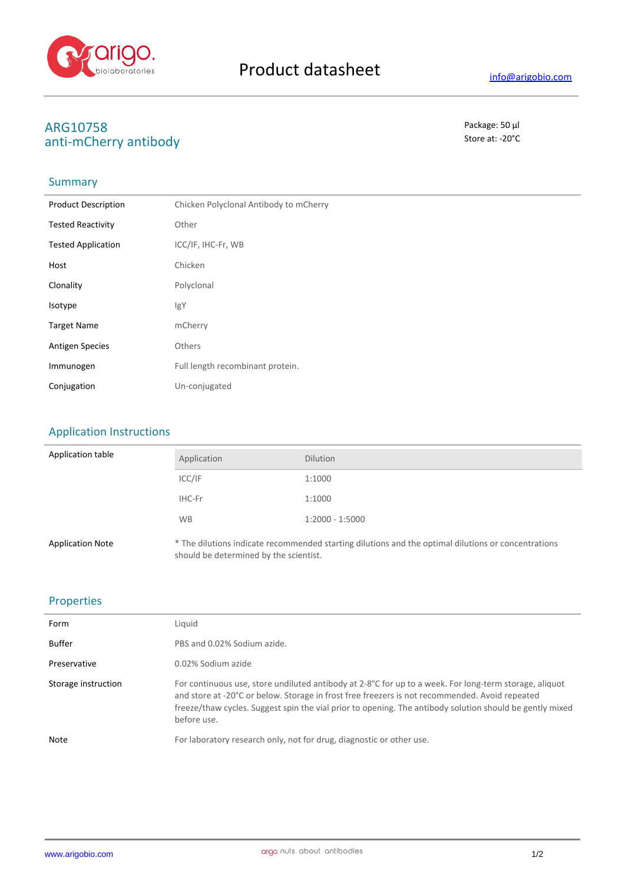# Product datasheet

info@arigobio.com

## ARG10758
## anti-mCherry antibody

Package: 50 μl
Store at: -20°C

### Summary

| | |
|---|---|
| Product Description | Chicken Polyclonal Antibody to mCherry |
| Tested Reactivity | Other |
| Tested Application | ICC/IF, IHC-Fr, WB |
| Host | Chicken |
| Clonality | Polyclonal |
| Isotype | IgY |
| Target Name | mCherry |
| Antigen Species | Others |
| Immunogen | Full length recombinant protein. |
| Conjugation | Un-conjugated |

### Application Instructions

Application table

| Application | Dilution |
|---|---|
| ICC/IF | 1:1000 |
| IHC-Fr | 1:1000 |
| WB | 1:2000 - 1:5000 |

Application Note: * The dilutions indicate recommended starting dilutions and the optimal dilutions or concentrations should be determined by the scientist.

### Properties

| | |
|---|---|
| Form | Liquid |
| Buffer | PBS and 0.02% Sodium azide. |
| Preservative | 0.02% Sodium azide |
| Storage instruction | For continuous use, store undiluted antibody at 2-8°C for up to a week. For long-term storage, aliquot and store at -20°C or below. Storage in frost free freezers is not recommended. Avoid repeated freeze/thaw cycles. Suggest spin the vial prior to opening. The antibody solution should be gently mixed before use. |
| Note | For laboratory research only, not for drug, diagnostic or other use. |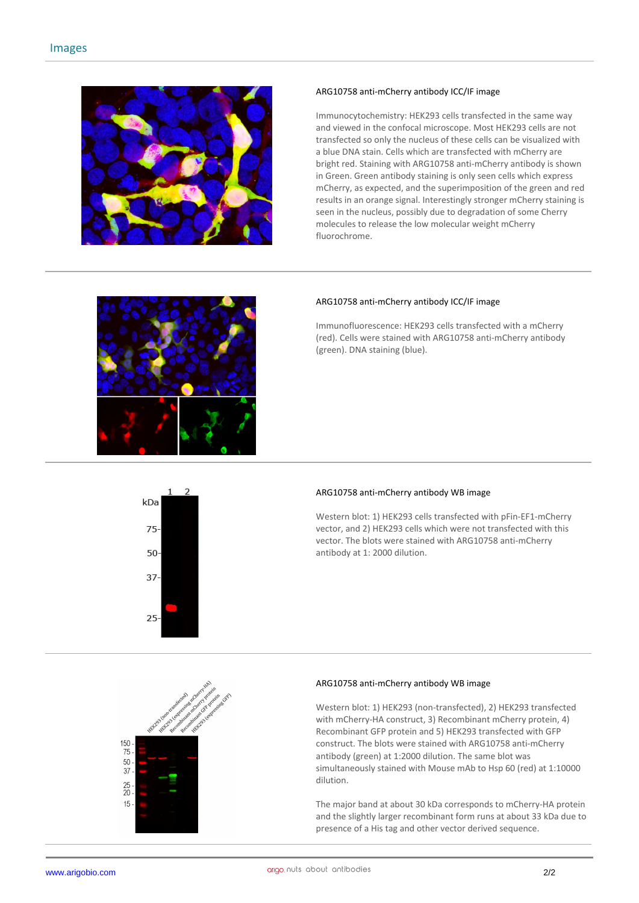## Images

### ARG10758 anti-mCherry antibody ICC/IF image

Immunocytochemistry: HEK293 cells transfected in the same way and viewed in the confocal microscope. Most HEK293 cells are not transfected so only the nucleus of these cells can be visualized with a blue DNA stain. Cells which are transfected with mCherry are bright red. Staining with ARG10758 anti-mCherry antibody is shown in Green. Green antibody staining is only seen cells which express mCherry, as expected, and the superimposition of the green and red results in an orange signal. Interestingly stronger mCherry staining is seen in the nucleus, possibly due to degradation of some Cherry molecules to release the low molecular weight mCherry fluorochrome.

### ARG10758 anti-mCherry antibody ICC/IF image

Immunofluorescence: HEK293 cells transfected with a mCherry (red). Cells were stained with ARG10758 anti-mCherry antibody (green). DNA staining (blue).

### ARG10758 anti-mCherry antibody WB image

1 2

kDa

75-

50-

37-

25-

Western blot: 1) HEK293 cells transfected with pFin-EF1-mCherry vector, and 2) HEK293 cells which were not transfected with this vector. The blots were stained with ARG10758 anti-mCherry antibody at 1: 2000 dilution.

### ARG10758 anti-mCherry antibody WB image

HEK293 (non-transfected)

HEK293 (expressing mCherry-HA)

Recombinant mCherry protein

Recombinant GFP protein

HEK293 (expressing GFP)

150 -

75 -

50 -

37 -

25 -

20 -

15 -

Western blot: 1) HEK293 (non-transfected), 2) HEK293 transfected with mCherry-HA construct, 3) Recombinant mCherry protein, 4) Recombinant GFP protein and 5) HEK293 transfected with GFP construct. The blots were stained with ARG10758 anti-mCherry antibody (green) at 1:2000 dilution. The same blot was simultaneously stained with Mouse mAb to Hsp 60 (red) at 1:10000 dilution.

The major band at about 30 kDa corresponds to mCherry-HA protein and the slightly larger recombinant form runs at about 33 kDa due to presence of a His tag and other vector derived sequence.